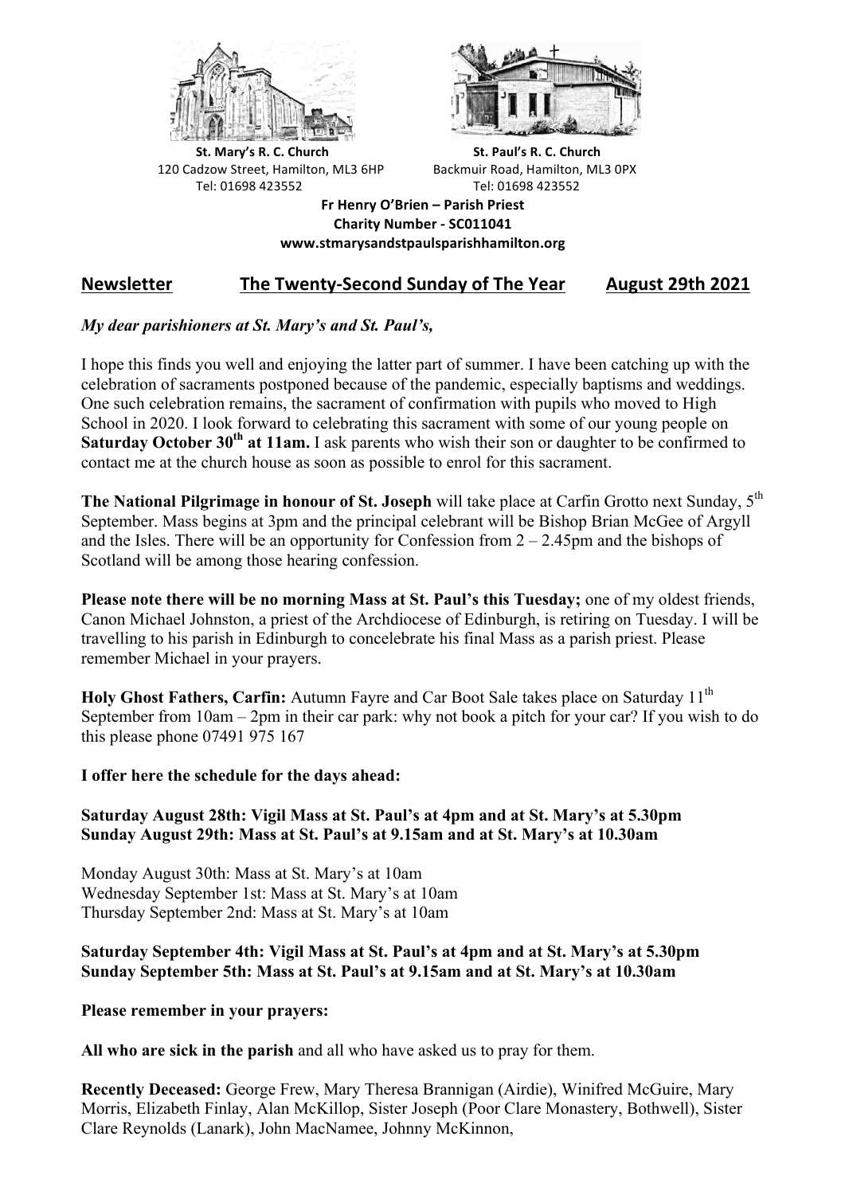**St. Mary's R. C. Church**
120 Cadzow Street, Hamilton, ML3 6HP
Tel: 01698 423552

**St. Paul's R. C. Church**
Backmuir Road, Hamilton, ML3 0PX
Tel: 01698 423552

**Fr Henry O'Brien – Parish Priest**
**Charity Number - SC011041**
**www.stmarysandstpaulsparishhamilton.org**

## Newsletter — The Twenty-Second Sunday of The Year — August 29th 2021

*My dear parishioners at St. Mary's and St. Paul's,*

I hope this finds you well and enjoying the latter part of summer. I have been catching up with the celebration of sacraments postponed because of the pandemic, especially baptisms and weddings. One such celebration remains, the sacrament of confirmation with pupils who moved to High School in 2020. I look forward to celebrating this sacrament with some of our young people on **Saturday October 30th at 11am.** I ask parents who wish their son or daughter to be confirmed to contact me at the church house as soon as possible to enrol for this sacrament.

**The National Pilgrimage in honour of St. Joseph** will take place at Carfin Grotto next Sunday, 5th September. Mass begins at 3pm and the principal celebrant will be Bishop Brian McGee of Argyll and the Isles. There will be an opportunity for Confession from 2 – 2.45pm and the bishops of Scotland will be among those hearing confession.

**Please note there will be no morning Mass at St. Paul's this Tuesday;** one of my oldest friends, Canon Michael Johnston, a priest of the Archdiocese of Edinburgh, is retiring on Tuesday. I will be travelling to his parish in Edinburgh to concelebrate his final Mass as a parish priest. Please remember Michael in your prayers.

**Holy Ghost Fathers, Carfin:** Autumn Fayre and Car Boot Sale takes place on Saturday 11th September from 10am – 2pm in their car park: why not book a pitch for your car? If you wish to do this please phone 07491 975 167

**I offer here the schedule for the days ahead:**

**Saturday August 28th: Vigil Mass at St. Paul's at 4pm and at St. Mary's at 5.30pm**
**Sunday August 29th: Mass at St. Paul's at 9.15am and at St. Mary's at 10.30am**

Monday August 30th: Mass at St. Mary's at 10am
Wednesday September 1st: Mass at St. Mary's at 10am
Thursday September 2nd: Mass at St. Mary's at 10am

**Saturday September 4th: Vigil Mass at St. Paul's at 4pm and at St. Mary's at 5.30pm**
**Sunday September 5th: Mass at St. Paul's at 9.15am and at St. Mary's at 10.30am**

**Please remember in your prayers:**

**All who are sick in the parish** and all who have asked us to pray for them.

**Recently Deceased:** George Frew, Mary Theresa Brannigan (Airdie), Winifred McGuire, Mary Morris, Elizabeth Finlay, Alan McKillop, Sister Joseph (Poor Clare Monastery, Bothwell), Sister Clare Reynolds (Lanark), John MacNamee, Johnny McKinnon,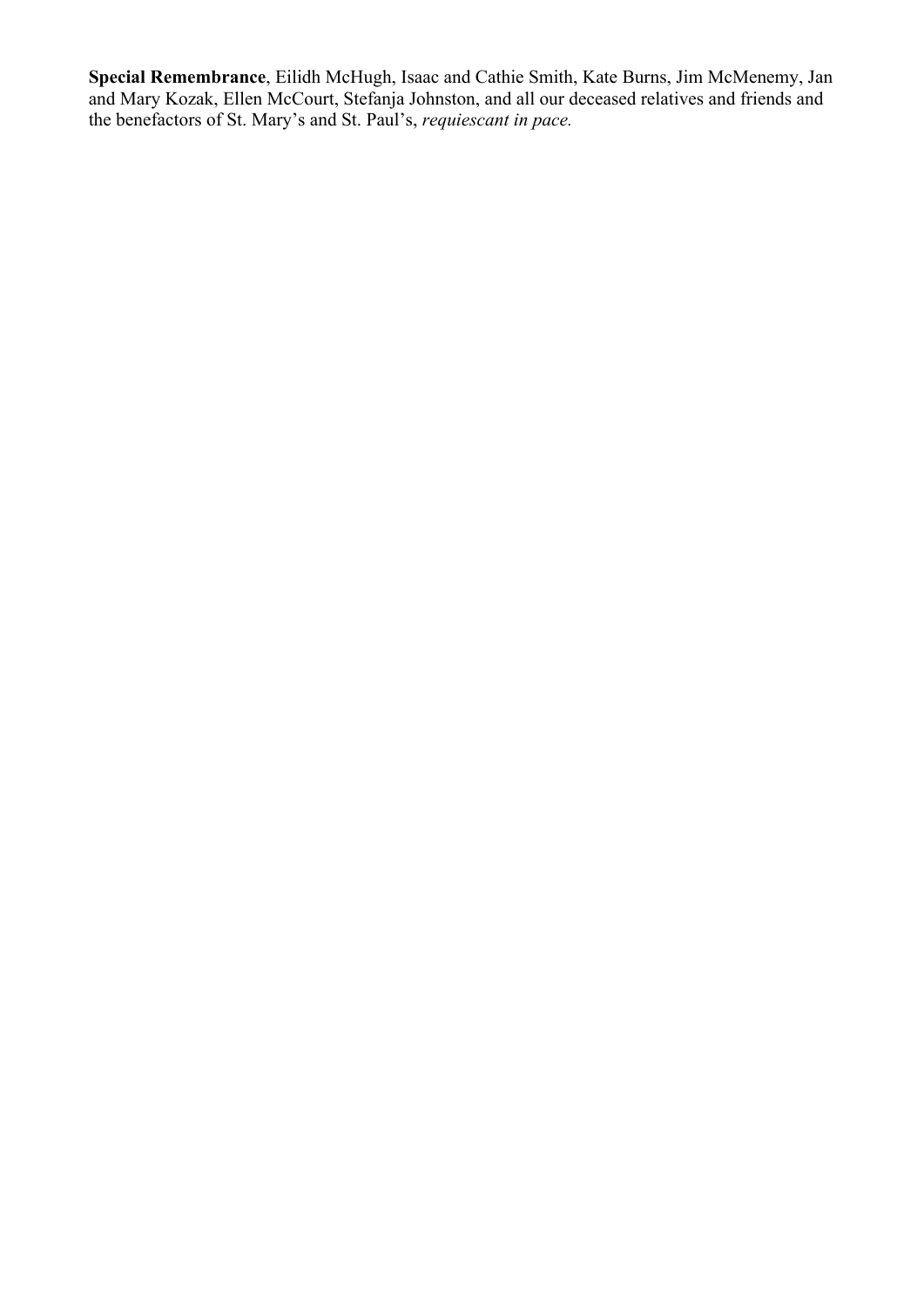**Special Remembrance**, Eilidh McHugh, Isaac and Cathie Smith, Kate Burns, Jim McMenemy, Jan and Mary Kozak, Ellen McCourt, Stefanja Johnston, and all our deceased relatives and friends and the benefactors of St. Mary's and St. Paul's, *requiescant in pace.*